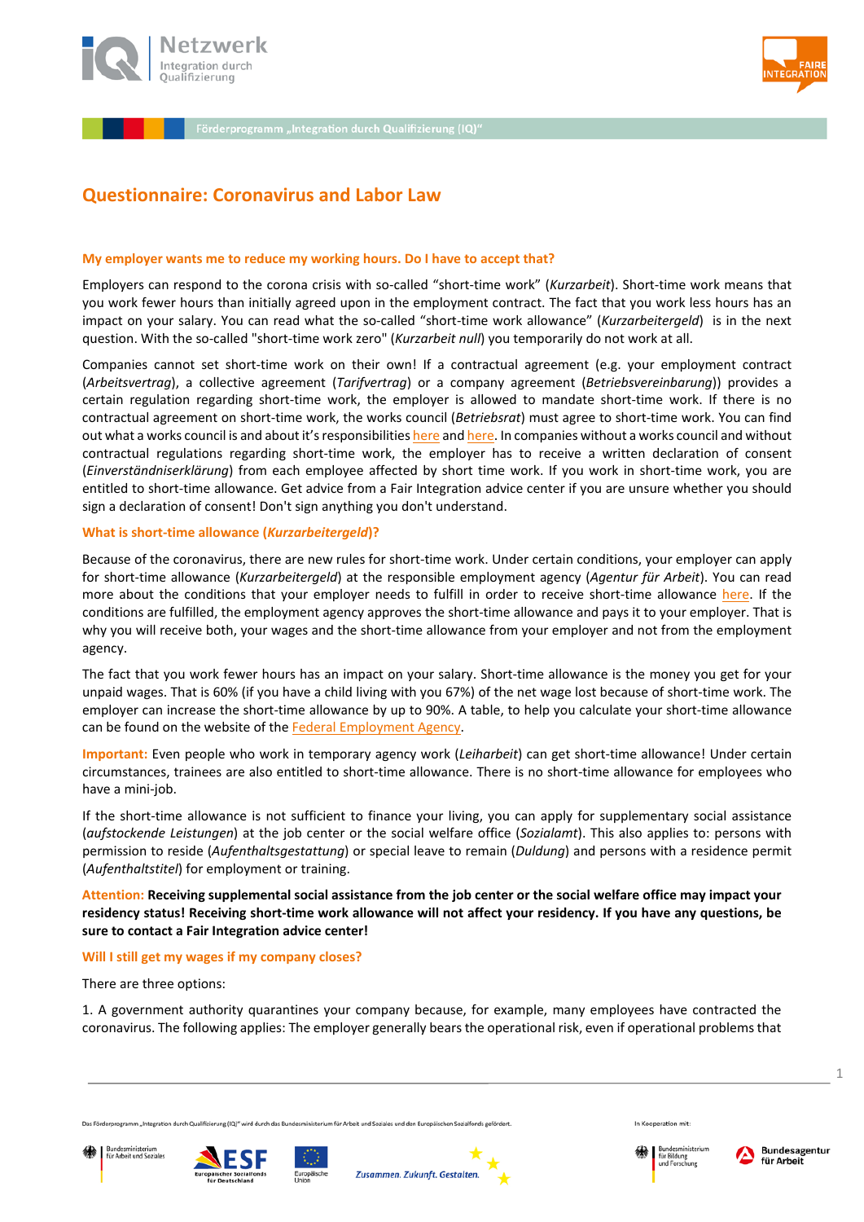# Questionnaire: Coronavirus and Labor Law

### My employer wants me to reduce my working hours. Do I have to accept that?

Employers can respond to the corona crisis with so-called "short-time work" (*Kurzarbeit*). Short-time work means that you work fewer hours than initially agreed upon in the employment contract. The fact that you work less hours has an impact on your salary. You can read what the so-called "short-time work allowance" (*Kurzarbeitergeld*) is in the next question. With the so-called "short-time work zero" (*Kurzarbeit null*) you temporarily do not work at all.

Companies cannot set short-time work on their own! If a contractual agreement (e.g. your employment contract (*Arbeitsvertrag*), a collective agreement (*Tarifvertrag*) or a company agreement (*Betriebsvereinbarung*)) provides a certain regulation regarding short-time work, the employer is allowed to mandate short-time work. If there is no contractual agreement on short-time work, the works council (*Betriebsrat*) must agree to short-time work. You can find out what a works council is and about it's responsibilities here and here. In companies without a works council and without contractual regulations regarding short-time work, the employer has to receive a written declaration of consent (*Einverständniserklärung*) from each employee affected by short time work. If you work in short-time work, you are entitled to short-time allowance. Get advice from a Fair Integration advice center if you are unsure whether you should sign a declaration of consent! Don't sign anything you don't understand.

### What is short-time allowance (*Kurzarbeitergeld*)?

Because of the coronavirus, there are new rules for short-time work. Under certain conditions, your employer can apply for short-time allowance (*Kurzarbeitergeld*) at the responsible employment agency (*Agentur für Arbeit*). You can read more about the conditions that your employer needs to fulfill in order to receive short-time allowance here. If the conditions are fulfilled, the employment agency approves the short-time allowance and pays it to your employer. That is why you will receive both, your wages and the short-time allowance from your employer and not from the employment agency.

The fact that you work fewer hours has an impact on your salary. Short-time allowance is the money you get for your unpaid wages. That is 60% (if you have a child living with you 67%) of the net wage lost because of short-time work. The employer can increase the short-time allowance by up to 90%. A table, to help you calculate your short-time allowance can be found on the website of the Federal Employment Agency.

**Important:** Even people who work in temporary agency work (*Leiharbeit*) can get short-time allowance! Under certain circumstances, trainees are also entitled to short-time allowance. There is no short-time allowance for employees who have a mini-job.

If the short-time allowance is not sufficient to finance your living, you can apply for supplementary social assistance (*aufstockende Leistungen*) at the job center or the social welfare office (*Sozialamt*). This also applies to: persons with permission to reside (*Aufenthaltsgestattung*) or special leave to remain (*Duldung*) and persons with a residence permit (*Aufenthaltstitel*) for employment or training.

**Attention: Receiving supplemental social assistance from the job center or the social welfare office may impact your residency status! Receiving short-time work allowance will not affect your residency. If you have any questions, be sure to contact a Fair Integration advice center!**

### Will I still get my wages if my company closes?

There are three options:

1. A government authority quarantines your company because, for example, many employees have contracted the coronavirus. The following applies: The employer generally bears the operational risk, even if operational problems that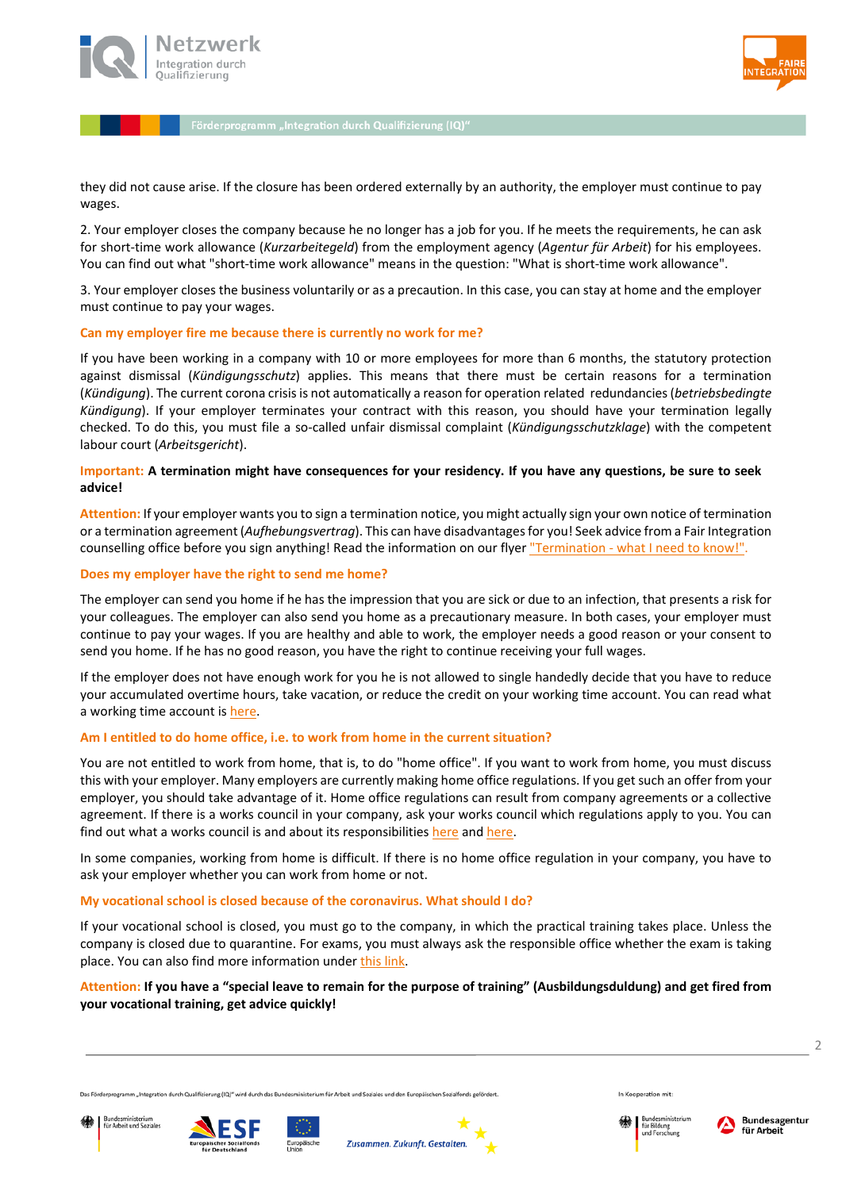they did not cause arise. If the closure has been ordered externally by an authority, the employer must continue to pay wages.

2. Your employer closes the company because he no longer has a job for you. If he meets the requirements, he can ask for short-time work allowance (*Kurzarbeitegeld*) from the employment agency (*Agentur für Arbeit*) for his employees. You can find out what "short-time work allowance" means in the question: "What is short-time work allowance".

3. Your employer closes the business voluntarily or as a precaution. In this case, you can stay at home and the employer must continue to pay your wages.

### Can my employer fire me because there is currently no work for me?

If you have been working in a company with 10 or more employees for more than 6 months, the statutory protection against dismissal (*Kündigungsschutz*) applies. This means that there must be certain reasons for a termination (*Kündigung*). The current corona crisis is not automatically a reason for operation related redundancies (*betriebsbedingte Kündigung*). If your employer terminates your contract with this reason, you should have your termination legally checked. To do this, you must file a so-called unfair dismissal complaint (*Kündigungsschutzklage*) with the competent labour court (*Arbeitsgericht*).

**Important: A termination might have consequences for your residency. If you have any questions, be sure to seek advice!**

**Attention:** If your employer wants you to sign a termination notice, you might actually sign your own notice of termination or a termination agreement (*Aufhebungsvertrag*). This can have disadvantages for you! Seek advice from a Fair Integration counselling office before you sign anything! Read the information on our flyer "Termination - what I need to know!".

### Does my employer have the right to send me home?

The employer can send you home if he has the impression that you are sick or due to an infection, that presents a risk for your colleagues. The employer can also send you home as a precautionary measure. In both cases, your employer must continue to pay your wages. If you are healthy and able to work, the employer needs a good reason or your consent to send you home. If he has no good reason, you have the right to continue receiving your full wages.

If the employer does not have enough work for you he is not allowed to single handedly decide that you have to reduce your accumulated overtime hours, take vacation, or reduce the credit on your working time account. You can read what a working time account is here.

### Am I entitled to do home office, i.e. to work from home in the current situation?

You are not entitled to work from home, that is, to do "home office". If you want to work from home, you must discuss this with your employer. Many employers are currently making home office regulations. If you get such an offer from your employer, you should take advantage of it. Home office regulations can result from company agreements or a collective agreement. If there is a works council in your company, ask your works council which regulations apply to you. You can find out what a works council is and about its responsibilities here and here.

In some companies, working from home is difficult. If there is no home office regulation in your company, you have to ask your employer whether you can work from home or not.

### My vocational school is closed because of the coronavirus. What should I do?

If your vocational school is closed, you must go to the company, in which the practical training takes place. Unless the company is closed due to quarantine. For exams, you must always ask the responsible office whether the exam is taking place. You can also find more information under this link.

**Attention: If you have a "special leave to remain for the purpose of training" (Ausbildungsduldung) and get fired from your vocational training, get advice quickly!**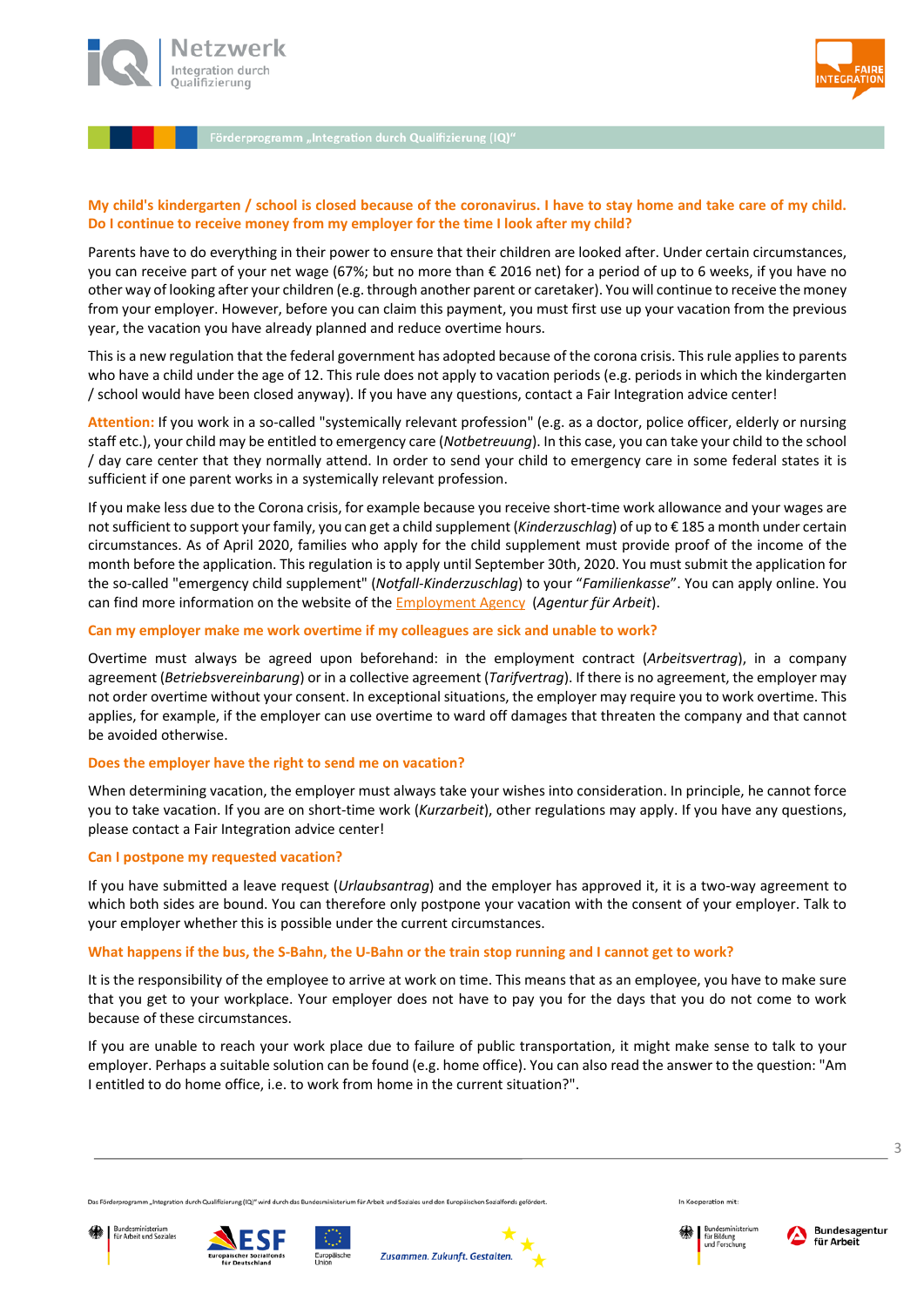**My child's kindergarten / school is closed because of the coronavirus. I have to stay home and take care of my child. Do I continue to receive money from my employer for the time I look after my child?**

Parents have to do everything in their power to ensure that their children are looked after. Under certain circumstances, you can receive part of your net wage (67%; but no more than € 2016 net) for a period of up to 6 weeks, if you have no other way of looking after your children (e.g. through another parent or caretaker). You will continue to receive the money from your employer. However, before you can claim this payment, you must first use up your vacation from the previous year, the vacation you have already planned and reduce overtime hours.

This is a new regulation that the federal government has adopted because of the corona crisis. This rule applies to parents who have a child under the age of 12. This rule does not apply to vacation periods (e.g. periods in which the kindergarten / school would have been closed anyway). If you have any questions, contact a Fair Integration advice center!

**Attention:** If you work in a so-called "systemically relevant profession" (e.g. as a doctor, police officer, elderly or nursing staff etc.), your child may be entitled to emergency care (*Notbetreuung*). In this case, you can take your child to the school / day care center that they normally attend. In order to send your child to emergency care in some federal states it is sufficient if one parent works in a systemically relevant profession.

If you make less due to the Corona crisis, for example because you receive short-time work allowance and your wages are not sufficient to support your family, you can get a child supplement (*Kinderzuschlag*) of up to € 185 a month under certain circumstances. As of April 2020, families who apply for the child supplement must provide proof of the income of the month before the application. This regulation is to apply until September 30th, 2020. You must submit the application for the so-called "emergency child supplement" (*Notfall-Kinderzuschlag*) to your "*Familienkasse*". You can apply online. You can find more information on the website of the Employment Agency (*Agentur für Arbeit*).

**Can my employer make me work overtime if my colleagues are sick and unable to work?**

Overtime must always be agreed upon beforehand: in the employment contract (*Arbeitsvertrag*), in a company agreement (*Betriebsvereinbarung*) or in a collective agreement (*Tarifvertrag*). If there is no agreement, the employer may not order overtime without your consent. In exceptional situations, the employer may require you to work overtime. This applies, for example, if the employer can use overtime to ward off damages that threaten the company and that cannot be avoided otherwise.

**Does the employer have the right to send me on vacation?**

When determining vacation, the employer must always take your wishes into consideration. In principle, he cannot force you to take vacation. If you are on short-time work (*Kurzarbeit*), other regulations may apply. If you have any questions, please contact a Fair Integration advice center!

**Can I postpone my requested vacation?**

If you have submitted a leave request (*Urlaubsantrag*) and the employer has approved it, it is a two-way agreement to which both sides are bound. You can therefore only postpone your vacation with the consent of your employer. Talk to your employer whether this is possible under the current circumstances.

**What happens if the bus, the S-Bahn, the U-Bahn or the train stop running and I cannot get to work?**

It is the responsibility of the employee to arrive at work on time. This means that as an employee, you have to make sure that you get to your workplace. Your employer does not have to pay you for the days that you do not come to work because of these circumstances.

If you are unable to reach your work place due to failure of public transportation, it might make sense to talk to your employer. Perhaps a suitable solution can be found (e.g. home office). You can also read the answer to the question: "Am I entitled to do home office, i.e. to work from home in the current situation?".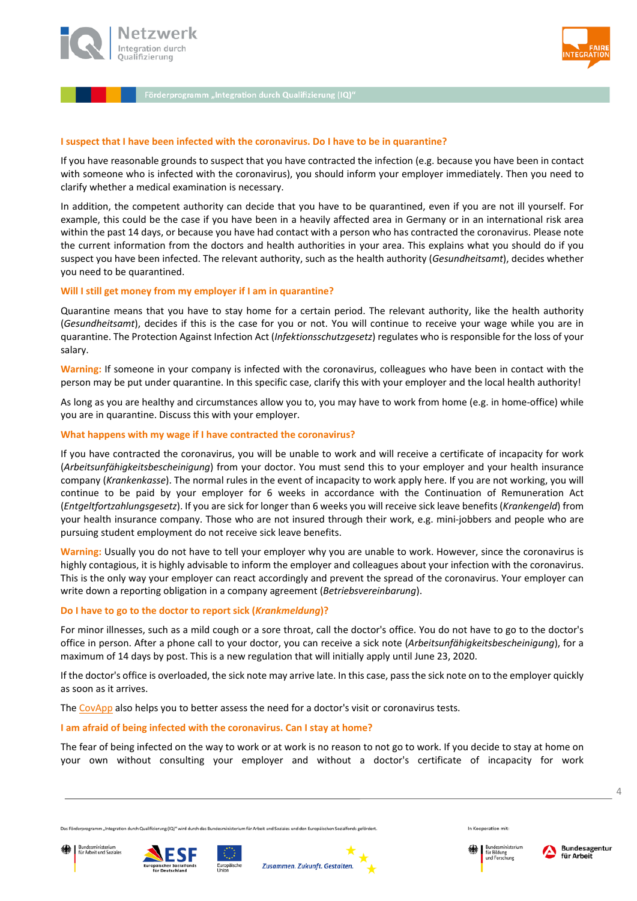### I suspect that I have been infected with the coronavirus. Do I have to be in quarantine?

If you have reasonable grounds to suspect that you have contracted the infection (e.g. because you have been in contact with someone who is infected with the coronavirus), you should inform your employer immediately. Then you need to clarify whether a medical examination is necessary.

In addition, the competent authority can decide that you have to be quarantined, even if you are not ill yourself. For example, this could be the case if you have been in a heavily affected area in Germany or in an international risk area within the past 14 days, or because you have had contact with a person who has contracted the coronavirus. Please note the current information from the doctors and health authorities in your area. This explains what you should do if you suspect you have been infected. The relevant authority, such as the health authority (*Gesundheitsamt*), decides whether you need to be quarantined.

### Will I still get money from my employer if I am in quarantine?

Quarantine means that you have to stay home for a certain period. The relevant authority, like the health authority (*Gesundheitsamt*), decides if this is the case for you or not. You will continue to receive your wage while you are in quarantine. The Protection Against Infection Act (*Infektionsschutzgesetz*) regulates who is responsible for the loss of your salary.

**Warning:** If someone in your company is infected with the coronavirus, colleagues who have been in contact with the person may be put under quarantine. In this specific case, clarify this with your employer and the local health authority!

As long as you are healthy and circumstances allow you to, you may have to work from home (e.g. in home-office) while you are in quarantine. Discuss this with your employer.

### What happens with my wage if I have contracted the coronavirus?

If you have contracted the coronavirus, you will be unable to work and will receive a certificate of incapacity for work (*Arbeitsunfähigkeitsbescheinigung*) from your doctor. You must send this to your employer and your health insurance company (*Krankenkasse*). The normal rules in the event of incapacity to work apply here. If you are not working, you will continue to be paid by your employer for 6 weeks in accordance with the Continuation of Remuneration Act (*Entgeltfortzahlungsgesetz*). If you are sick for longer than 6 weeks you will receive sick leave benefits (*Krankengeld*) from your health insurance company. Those who are not insured through their work, e.g. mini-jobbers and people who are pursuing student employment do not receive sick leave benefits.

**Warning:** Usually you do not have to tell your employer why you are unable to work. However, since the coronavirus is highly contagious, it is highly advisable to inform the employer and colleagues about your infection with the coronavirus. This is the only way your employer can react accordingly and prevent the spread of the coronavirus. Your employer can write down a reporting obligation in a company agreement (*Betriebsvereinbarung*).

### Do I have to go to the doctor to report sick (*Krankmeldung*)?

For minor illnesses, such as a mild cough or a sore throat, call the doctor's office. You do not have to go to the doctor's office in person. After a phone call to your doctor, you can receive a sick note (*Arbeitsunfähigkeitsbescheinigung*), for a maximum of 14 days by post. This is a new regulation that will initially apply until June 23, 2020.

If the doctor's office is overloaded, the sick note may arrive late. In this case, pass the sick note on to the employer quickly as soon as it arrives.

The CovApp also helps you to better assess the need for a doctor's visit or coronavirus tests.

### I am afraid of being infected with the coronavirus. Can I stay at home?

The fear of being infected on the way to work or at work is no reason to not go to work. If you decide to stay at home on your own without consulting your employer and without a doctor's certificate of incapacity for work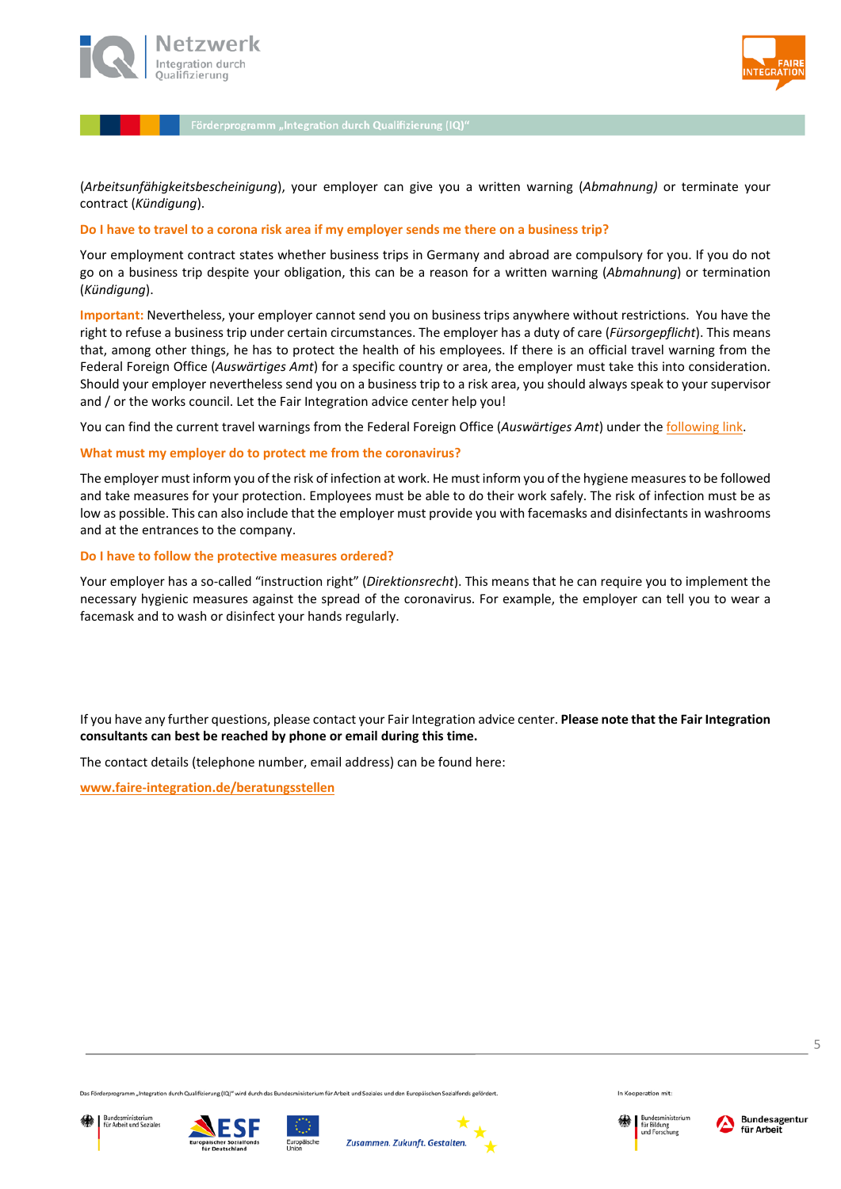(*Arbeitsunfähigkeitsbescheinigung*), your employer can give you a written warning (*Abmahnung)* or terminate your contract (*Kündigung*).

### Do I have to travel to a corona risk area if my employer sends me there on a business trip?

Your employment contract states whether business trips in Germany and abroad are compulsory for you. If you do not go on a business trip despite your obligation, this can be a reason for a written warning (*Abmahnung*) or termination (*Kündigung*).

**Important:** Nevertheless, your employer cannot send you on business trips anywhere without restrictions. You have the right to refuse a business trip under certain circumstances. The employer has a duty of care (*Fürsorgepflicht*). This means that, among other things, he has to protect the health of his employees. If there is an official travel warning from the Federal Foreign Office (*Auswärtiges Amt*) for a specific country or area, the employer must take this into consideration. Should your employer nevertheless send you on a business trip to a risk area, you should always speak to your supervisor and / or the works council. Let the Fair Integration advice center help you!

You can find the current travel warnings from the Federal Foreign Office (*Auswärtiges Amt*) under the following link.

### What must my employer do to protect me from the coronavirus?

The employer must inform you of the risk of infection at work. He must inform you of the hygiene measures to be followed and take measures for your protection. Employees must be able to do their work safely. The risk of infection must be as low as possible. This can also include that the employer must provide you with facemasks and disinfectants in washrooms and at the entrances to the company.

### Do I have to follow the protective measures ordered?

Your employer has a so-called "instruction right" (*Direktionsrecht*). This means that he can require you to implement the necessary hygienic measures against the spread of the coronavirus. For example, the employer can tell you to wear a facemask and to wash or disinfect your hands regularly.

If you have any further questions, please contact your Fair Integration advice center. **Please note that the Fair Integration consultants can best be reached by phone or email during this time.**

The contact details (telephone number, email address) can be found here:

**www.faire-integration.de/beratungsstellen**